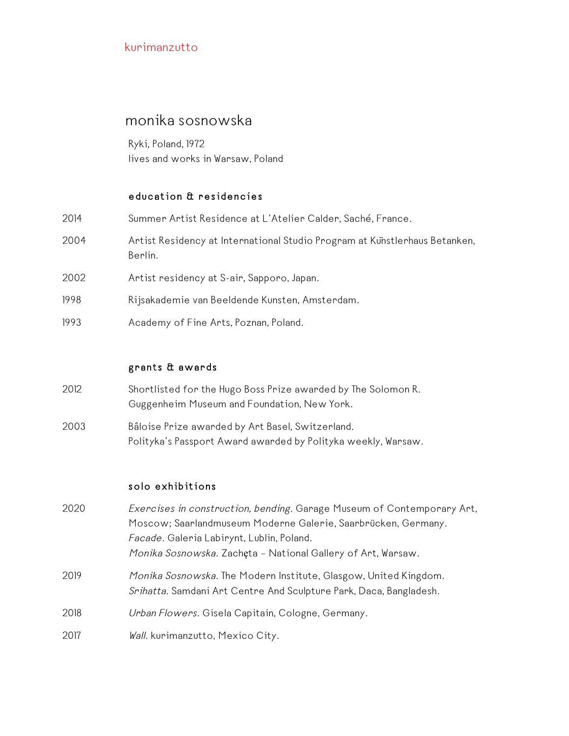kurimanzutto

# monika sosnowska

Ryki, Poland, 1972
lives and works in Warsaw, Poland

## education & residencies

2014 Summer Artist Residence at L'Atelier Calder, Saché, France.

2004 Artist Residency at International Studio Program at Künstlerhaus Betanken, Berlin.

2002 Artist residency at S-air, Sapporo, Japan.

1998 Rijsakademie van Beeldende Kunsten, Amsterdam.

1993 Academy of Fine Arts, Poznan, Poland.

## grants & awards

2012 Shortlisted for the Hugo Boss Prize awarded by The Solomon R. Guggenheim Museum and Foundation, New York.

2003 Bâloise Prize awarded by Art Basel, Switzerland.
Polityka's Passport Award awarded by Polityka weekly, Warsaw.

## solo exhibitions

2020 *Exercises in construction, bending.* Garage Museum of Contemporary Art, Moscow; Saarlandmuseum Moderne Galerie, Saarbrücken, Germany.
*Facade.* Galeria Labirynt, Lublin, Poland.
*Monika Sosnowska.* Zachęta – National Gallery of Art, Warsaw.

2019 *Monika Sosnowska.* The Modern Institute, Glasgow, United Kingdom.
*Srihatta.* Samdani Art Centre And Sculpture Park, Daca, Bangladesh.

2018 *Urban Flowers.* Gisela Capitain, Cologne, Germany.

2017 *Wall.* kurimanzutto, Mexico City.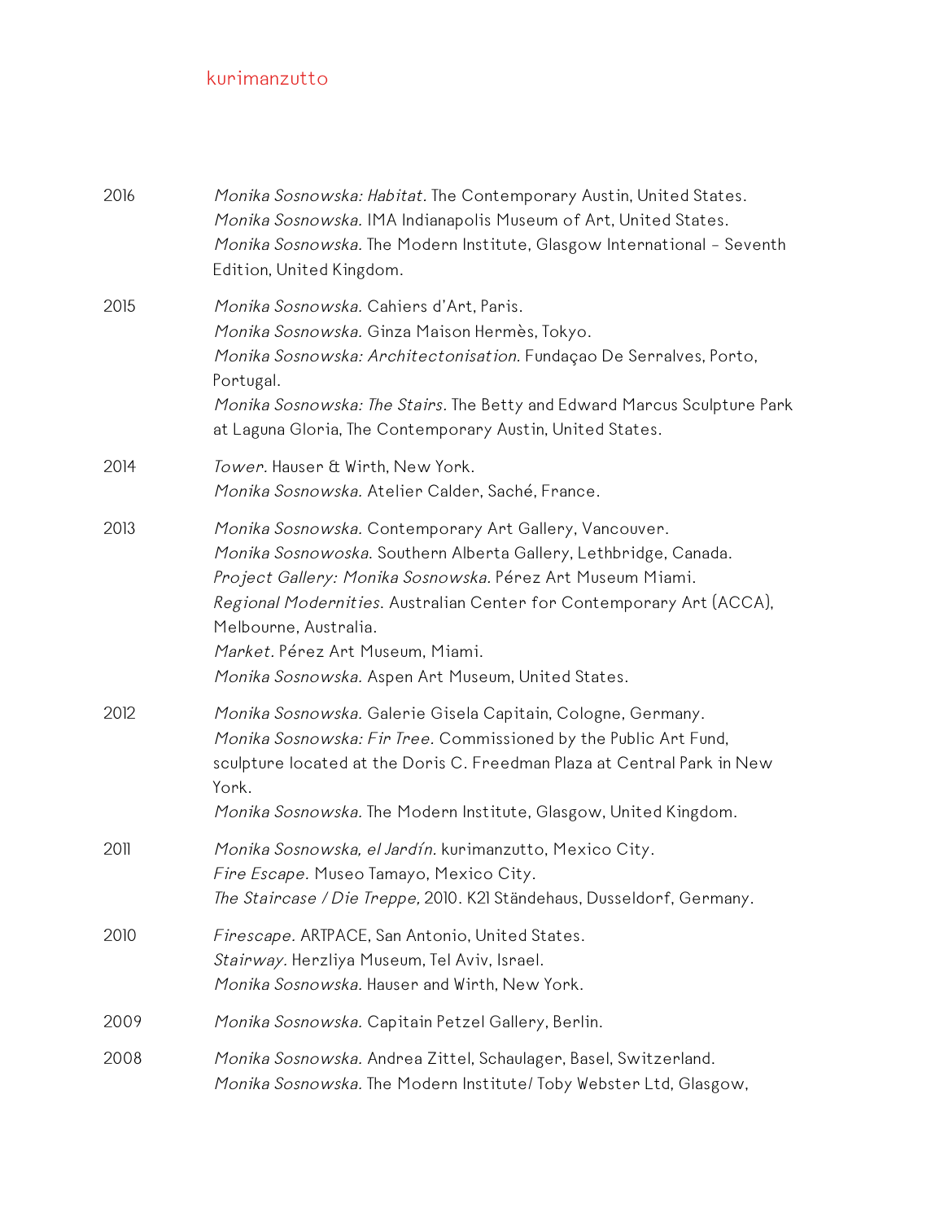2016

*Monika Sosnowska: Habitat.* The Contemporary Austin, United States.
*Monika Sosnowska.* IMA Indianapolis Museum of Art, United States.
*Monika Sosnowska.* The Modern Institute, Glasgow International – Seventh Edition, United Kingdom.

2015

*Monika Sosnowska.* Cahiers d'Art, Paris.
*Monika Sosnowska.* Ginza Maison Hermès, Tokyo.
*Monika Sosnowska: Architectonisation.* Fundaçao De Serralves, Porto, Portugal.
*Monika Sosnowska: The Stairs.* The Betty and Edward Marcus Sculpture Park at Laguna Gloria, The Contemporary Austin, United States.

2014

*Tower.* Hauser & Wirth, New York.
*Monika Sosnowska.* Atelier Calder, Saché, France.

2013

*Monika Sosnowska.* Contemporary Art Gallery, Vancouver.
*Monika Sosnowoska.* Southern Alberta Gallery, Lethbridge, Canada.
*Project Gallery: Monika Sosnowska.* Pérez Art Museum Miami.
*Regional Modernities.* Australian Center for Contemporary Art (ACCA), Melbourne, Australia.
*Market.* Pérez Art Museum, Miami.
*Monika Sosnowska.* Aspen Art Museum, United States.

2012

*Monika Sosnowska.* Galerie Gisela Capitain, Cologne, Germany.
*Monika Sosnowska: Fir Tree.* Commissioned by the Public Art Fund, sculpture located at the Doris C. Freedman Plaza at Central Park in New York.
*Monika Sosnowska.* The Modern Institute, Glasgow, United Kingdom.

2011

*Monika Sosnowska, el Jardín.* kurimanzutto, Mexico City.
*Fire Escape.* Museo Tamayo, Mexico City.
*The Staircase / Die Treppe,* 2010. K21 Ständehaus, Dusseldorf, Germany.

2010

*Firescape.* ARTPACE, San Antonio, United States.
*Stairway.* Herzliya Museum, Tel Aviv, Israel.
*Monika Sosnowska.* Hauser and Wirth, New York.

2009

*Monika Sosnowska.* Capitain Petzel Gallery, Berlin.

2008

*Monika Sosnowska.* Andrea Zittel, Schaulager, Basel, Switzerland.
*Monika Sosnowska.* The Modern Institute/ Toby Webster Ltd, Glasgow,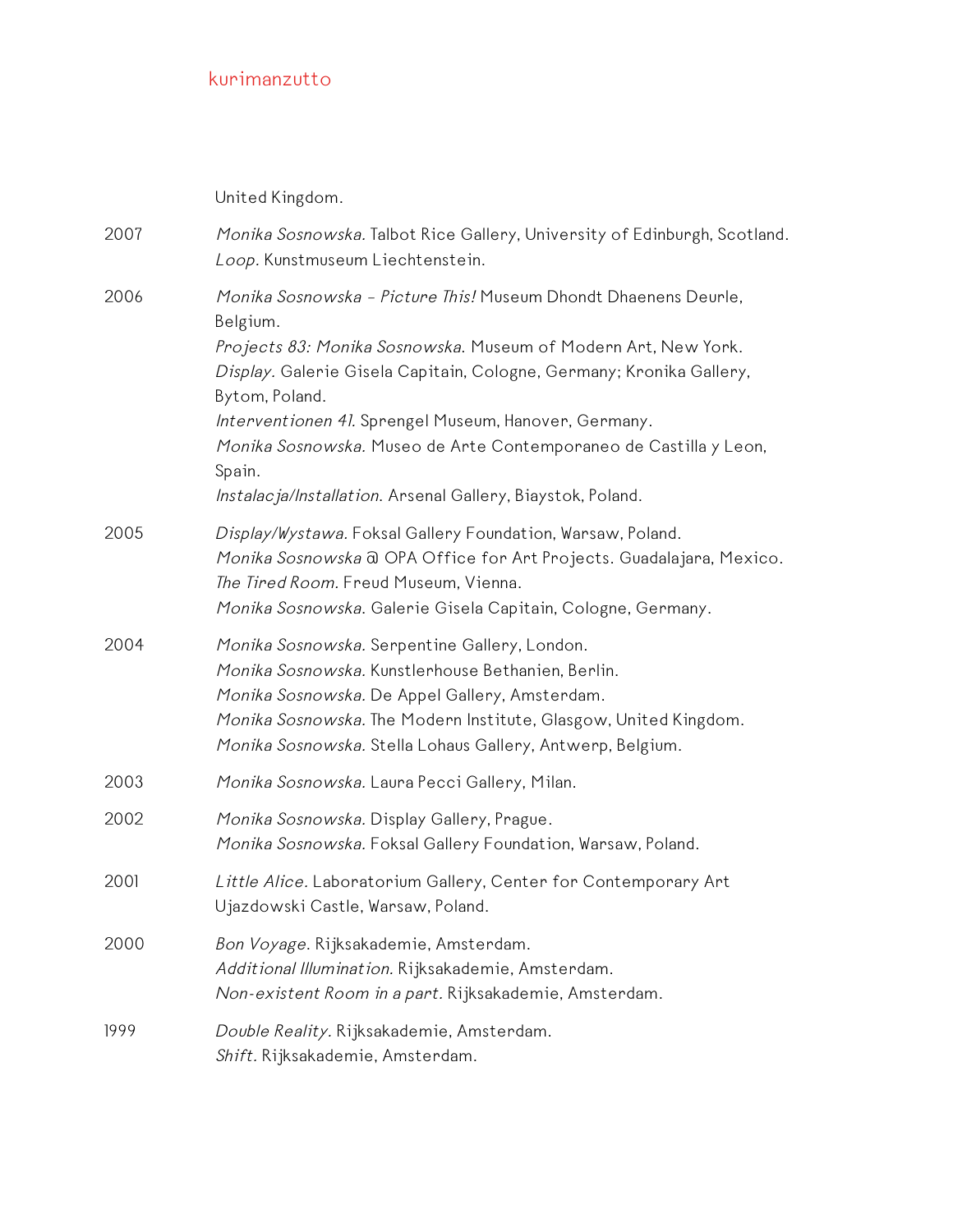United Kingdom.

2007 *Monika Sosnowska.* Talbot Rice Gallery, University of Edinburgh, Scotland.
*Loop.* Kunstmuseum Liechtenstein.

2006 *Monika Sosnowska – Picture This!* Museum Dhondt Dhaenens Deurle, Belgium.
*Projects 83: Monika Sosnowska.* Museum of Modern Art, New York.
*Display.* Galerie Gisela Capitain, Cologne, Germany; Kronika Gallery, Bytom, Poland.
*Interventionen 41.* Sprengel Museum, Hanover, Germany.
*Monika Sosnowska.* Museo de Arte Contemporaneo de Castilla y Leon, Spain.
*Instalacja/Installation.* Arsenal Gallery, Biaystok, Poland.

2005 *Display/Wystawa.* Foksal Gallery Foundation, Warsaw, Poland.
*Monika Sosnowska* @ OPA Office for Art Projects. Guadalajara, Mexico.
*The Tired Room.* Freud Museum, Vienna.
*Monika Sosnowska.* Galerie Gisela Capitain, Cologne, Germany.

2004 *Monika Sosnowska.* Serpentine Gallery, London.
*Monika Sosnowska.* Kunstlerhouse Bethanien, Berlin.
*Monika Sosnowska.* De Appel Gallery, Amsterdam.
*Monika Sosnowska.* The Modern Institute, Glasgow, United Kingdom.
*Monika Sosnowska.* Stella Lohaus Gallery, Antwerp, Belgium.

2003 *Monika Sosnowska.* Laura Pecci Gallery, Milan.

2002 *Monika Sosnowska.* Display Gallery, Prague.
*Monika Sosnowska.* Foksal Gallery Foundation, Warsaw, Poland.

2001 *Little Alice.* Laboratorium Gallery, Center for Contemporary Art Ujazdowski Castle, Warsaw, Poland.

2000 *Bon Voyage.* Rijksakademie, Amsterdam.
*Additional Illumination.* Rijksakademie, Amsterdam.
*Non-existent Room in a part.* Rijksakademie, Amsterdam.

1999 *Double Reality.* Rijksakademie, Amsterdam.
*Shift.* Rijksakademie, Amsterdam.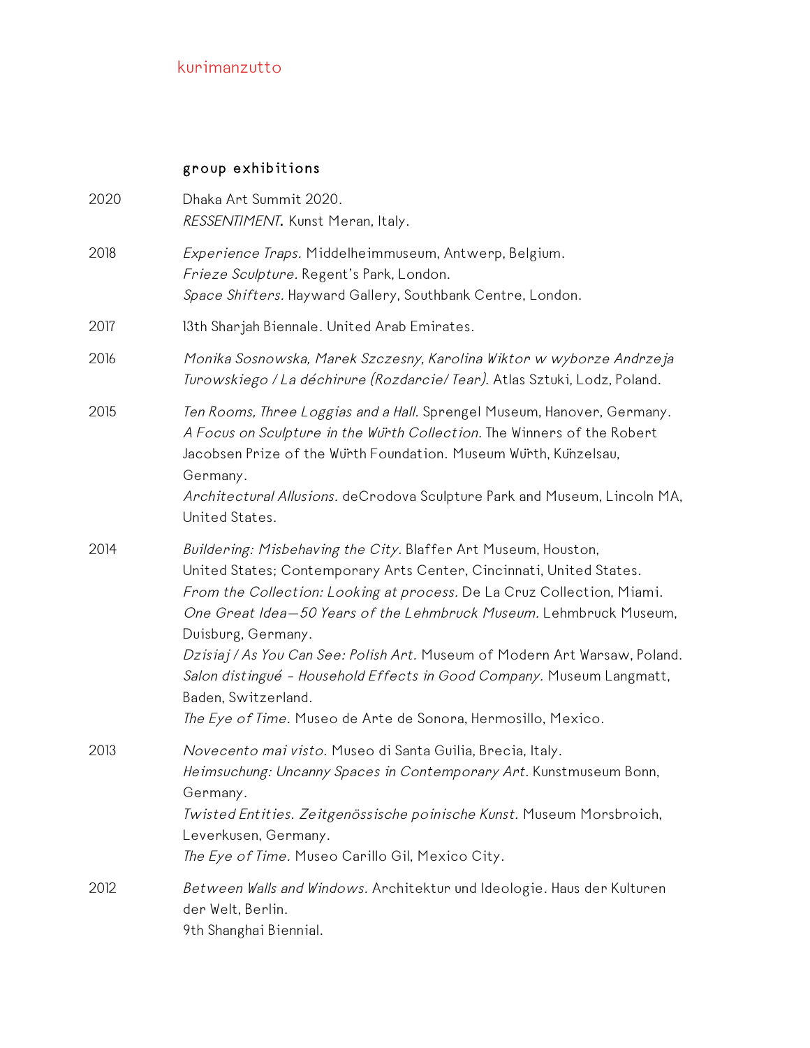## group exhibitions

**2020**

Dhaka Art Summit 2020.
*RESSENTIMENT***.** Kunst Meran, Italy.

**2018**

*Experience Traps.* Middelheimmuseum, Antwerp, Belgium.
*Frieze Sculpture.* Regent's Park, London.
*Space Shifters.* Hayward Gallery, Southbank Centre, London.

**2017**

13th Sharjah Biennale. United Arab Emirates.

**2016**

*Monika Sosnowska, Marek Szczesny, Karolina Wiktor w wyborze Andrzeja Turowskiego / La déchirure (Rozdarcie/ Tear).* Atlas Sztuki, Lodz, Poland.

**2015**

*Ten Rooms, Three Loggias and a Hall.* Sprengel Museum, Hanover, Germany.
*A Focus on Sculpture in the Würth Collection.* The Winners of the Robert Jacobsen Prize of the Würth Foundation. Museum Würth, Künzelsau, Germany.
*Architectural Allusions.* deCrodova Sculpture Park and Museum, Lincoln MA, United States.

**2014**

*Buildering: Misbehaving the City.* Blaffer Art Museum, Houston, United States; Contemporary Arts Center, Cincinnati, United States.
*From the Collection: Looking at process.* De La Cruz Collection, Miami.
*One Great Idea—50 Years of the Lehmbruck Museum.* Lehmbruck Museum, Duisburg, Germany.
*Dzisiaj / As You Can See: Polish Art.* Museum of Modern Art Warsaw, Poland.
*Salon distingué - Household Effects in Good Company.* Museum Langmatt, Baden, Switzerland.
*The Eye of Time.* Museo de Arte de Sonora, Hermosillo, Mexico.

**2013**

*Novecento mai visto.* Museo di Santa Guilia, Brecia, Italy.
*Heimsuchung: Uncanny Spaces in Contemporary Art.* Kunstmuseum Bonn, Germany.
*Twisted Entities. Zeitgenössische poinische Kunst.* Museum Morsbroich, Leverkusen, Germany.
*The Eye of Time.* Museo Carillo Gil, Mexico City.

**2012**

*Between Walls and Windows.* Architektur und Ideologie. Haus der Kulturen der Welt, Berlin.
9th Shanghai Biennial.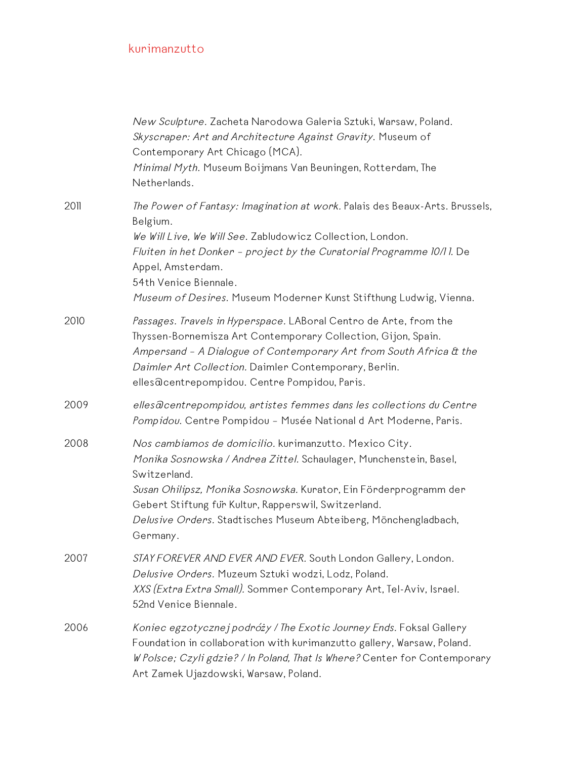*New Sculpture.* Zacheta Narodowa Galeria Sztuki, Warsaw, Poland.
*Skyscraper: Art and Architecture Against Gravity.* Museum of Contemporary Art Chicago (MCA).
*Minimal Myth.* Museum Boijmans Van Beuningen, Rotterdam, The Netherlands.

2011
*The Power of Fantasy: Imagination at work.* Palais des Beaux-Arts. Brussels, Belgium.
*We Will Live, We Will See.* Zabludowicz Collection, London.
*Fluiten in het Donker - project by the Curatorial Programme 10/11.* De Appel, Amsterdam.
54th Venice Biennale.
*Museum of Desires.* Museum Moderner Kunst Stifthung Ludwig, Vienna.

2010
*Passages. Travels in Hyperspace.* LABoral Centro de Arte, from the Thyssen-Bornemisza Art Contemporary Collection, Gijon, Spain.
*Ampersand - A Dialogue of Contemporary Art from South Africa & the Daimler Art Collection.* Daimler Contemporary, Berlin.
elles@centrepompidou. Centre Pompidou, Paris.

2009
*elles@centrepompidou, artistes femmes dans les collections du Centre Pompidou.* Centre Pompidou - Musée National d Art Moderne, Paris.

2008
*Nos cambiamos de domicilio.* kurimanzutto. Mexico City.
*Monika Sosnowska / Andrea Zittel.* Schaulager, Munchenstein, Basel, Switzerland.
*Susan Ohilipsz, Monika Sosnowska.* Kurator, Ein Förderprogramm der Gebert Stiftung für Kultur, Rapperswil, Switzerland.
*Delusive Orders.* Stadtisches Museum Abteiberg, Mönchengladbach, Germany.

2007
*STAY FOREVER AND EVER AND EVER.* South London Gallery, London.
*Delusive Orders.* Muzeum Sztuki wodzi, Lodz, Poland.
*XXS (Extra Extra Small).* Sommer Contemporary Art, Tel-Aviv, Israel.
52nd Venice Biennale.

2006
*Koniec egzotycznej podróży / The Exotic Journey Ends.* Foksal Gallery Foundation in collaboration with kurimanzutto gallery, Warsaw, Poland.
*W Polsce; Czyli gdzie? / In Poland, That Is Where?* Center for Contemporary Art Zamek Ujazdowski, Warsaw, Poland.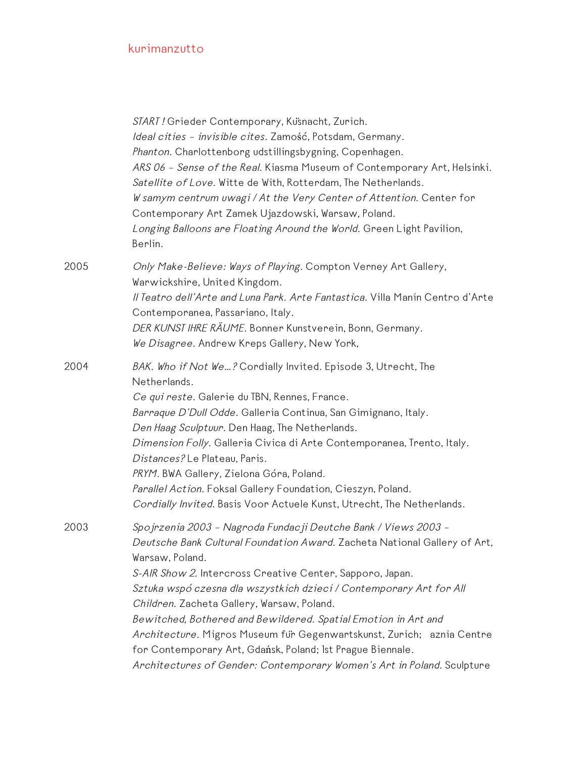*START !* Grieder Contemporary, Küsnacht, Zurich.
*Ideal cities – invisible cites.* Zamość, Potsdam, Germany.
*Phanton.* Charlottenborg udstillingsbygning, Copenhagen.
*ARS 06 – Sense of the Real.* Kiasma Museum of Contemporary Art, Helsinki.
*Satellite of Love.* Witte de With, Rotterdam, The Netherlands.
*W samym centrum uwagi / At the Very Center of Attention.* Center for Contemporary Art Zamek Ujazdowski, Warsaw, Poland.
*Longing Balloons are Floating Around the World.* Green Light Pavilion, Berlin.

2005
*Only Make-Believe: Ways of Playing.* Compton Verney Art Gallery, Warwickshire, United Kingdom.
*Il Teatro dell'Arte and Luna Park. Arte Fantastica.* Villa Manin Centro d'Arte Contemporanea, Passariano, Italy.
*DER KUNST IHRE RÄUME.* Bonner Kunstverein, Bonn, Germany.
*We Disagree.* Andrew Kreps Gallery, New York,

2004
*BAK. Who if Not We…?* Cordially Invited. Episode 3, Utrecht, The Netherlands.
*Ce qui reste.* Galerie du TBN, Rennes, France.
*Barraque D'Dull Odde.* Galleria Continua, San Gimignano, Italy.
*Den Haag Sculptuur.* Den Haag, The Netherlands.
*Dimension Folly.* Galleria Civica di Arte Contemporanea, Trento, Italy.
*Distances?* Le Plateau, Paris.
*PRYM.* BWA Gallery, Zielona Góra, Poland.
*Parallel Action.* Foksal Gallery Foundation, Cieszyn, Poland.
*Cordially Invited.* Basis Voor Actuele Kunst, Utrecht, The Netherlands.

2003
*Spojrzenia 2003 – Nagroda Fundacji Deutche Bank / Views 2003 – Deutsche Bank Cultural Foundation Award.* Zacheta National Gallery of Art, Warsaw, Poland.
*S-AIR Show 2.* Intercross Creative Center, Sapporo, Japan.
*Sztuka wspó czesna dla wszystkich dzieci / Contemporary Art for All Children.* Zacheta Gallery, Warsaw, Poland.
*Bewitched, Bothered and Bewildered. Spatial Emotion in Art and Architecture.* Migros Museum für Gegenwartskunst, Zurich; aznia Centre for Contemporary Art, Gdańsk, Poland; 1st Prague Biennale.
*Architectures of Gender: Contemporary Women's Art in Poland.* Sculpture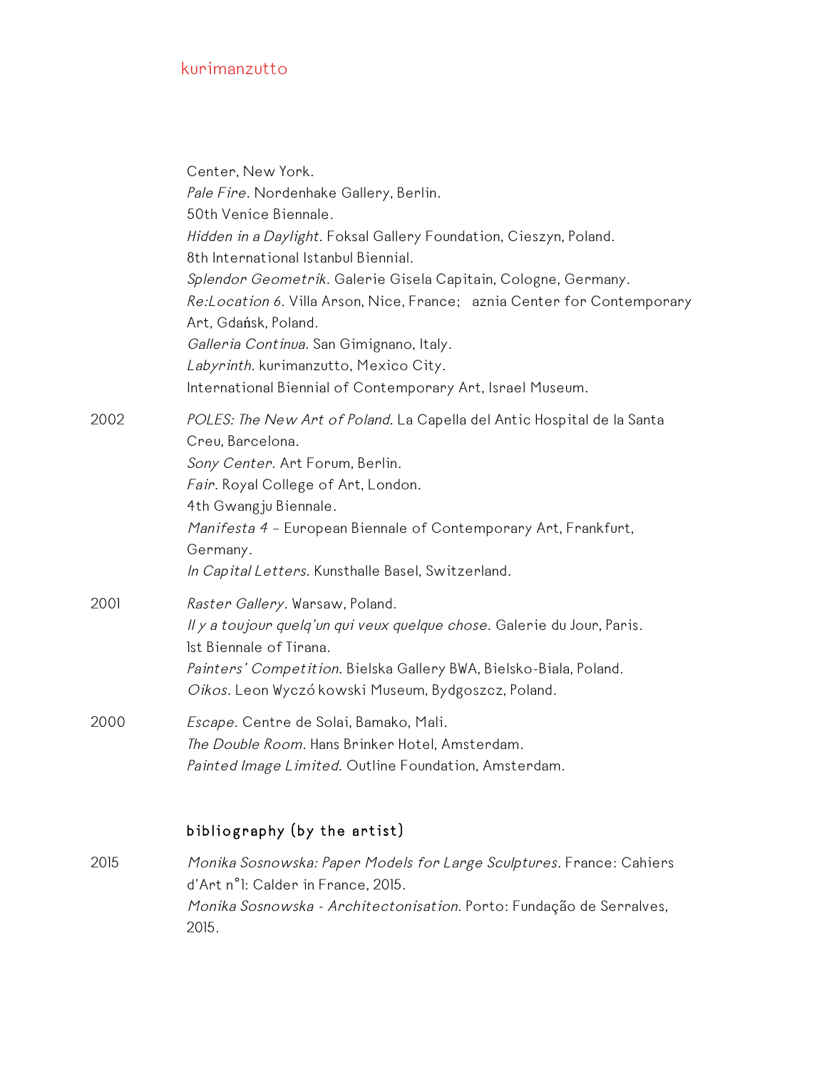Center, New York.
*Pale Fire.* Nordenhake Gallery, Berlin.
50th Venice Biennale.
*Hidden in a Daylight.* Foksal Gallery Foundation, Cieszyn, Poland.
8th International Istanbul Biennial.
*Splendor Geometrik.* Galerie Gisela Capitain, Cologne, Germany.
*Re:Location 6.* Villa Arson, Nice, France; aznia Center for Contemporary Art, Gdańsk, Poland.
*Galleria Continua.* San Gimignano, Italy.
*Labyrinth.* kurimanzutto, Mexico City.
International Biennial of Contemporary Art, Israel Museum.

2002 *POLES: The New Art of Poland.* La Capella del Antic Hospital de la Santa Creu, Barcelona.
*Sony Center.* Art Forum, Berlin.
*Fair.* Royal College of Art, London.
4th Gwangju Biennale.
*Manifesta 4* – European Biennale of Contemporary Art, Frankfurt, Germany.
*In Capital Letters.* Kunsthalle Basel, Switzerland.

2001 *Raster Gallery.* Warsaw, Poland.
*Il y a toujour quelq'un qui veux quelque chose.* Galerie du Jour, Paris.
1st Biennale of Tirana.
*Painters' Competition.* Bielska Gallery BWA, Bielsko-Biala, Poland.
*Oikos.* Leon Wyczó kowski Museum, Bydgoszcz, Poland.

2000 *Escape.* Centre de Solai, Bamako, Mali.
*The Double Room.* Hans Brinker Hotel, Amsterdam.
*Painted Image Limited.* Outline Foundation, Amsterdam.

## bibliography (by the artist)

2015 *Monika Sosnowska: Paper Models for Large Sculptures.* France: Cahiers d'Art n°1: Calder in France, 2015.
*Monika Sosnowska - Architectonisation.* Porto: Fundação de Serralves, 2015.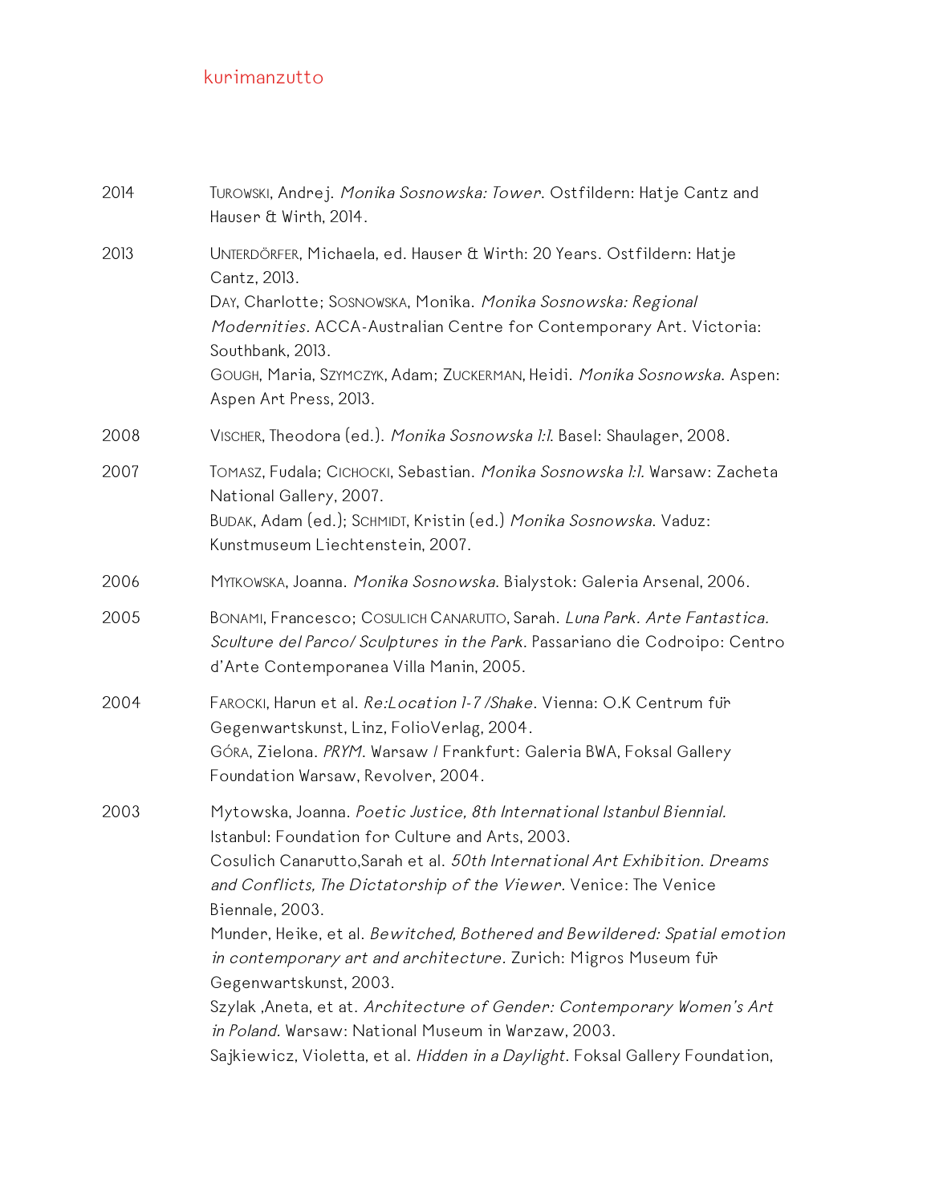2014 TUROWSKI, Andrej. *Monika Sosnowska: Tower*. Ostfildern: Hatje Cantz and Hauser & Wirth, 2014.

2013 UNTERDÖRFER, Michaela, ed. Hauser & Wirth: 20 Years. Ostfildern: Hatje Cantz, 2013.
DAY, Charlotte; SOSNOWSKA, Monika. *Monika Sosnowska: Regional Modernities*. ACCA-Australian Centre for Contemporary Art. Victoria: Southbank, 2013.
GOUGH, Maria, SZYMCZYK, Adam; ZUCKERMAN, Heidi. *Monika Sosnowska*. Aspen: Aspen Art Press, 2013.

2008 VISCHER, Theodora (ed.). *Monika Sosnowska 1:1*. Basel: Shaulager, 2008.

2007 TOMASZ, Fudala; CICHOCKI, Sebastian. *Monika Sosnowska 1:1*. Warsaw: Zacheta National Gallery, 2007.
BUDAK, Adam (ed.); SCHMIDT, Kristin (ed.) *Monika Sosnowska*. Vaduz: Kunstmuseum Liechtenstein, 2007.

2006 MYTKOWSKA, Joanna. *Monika Sosnowska*. Bialystok: Galeria Arsenal, 2006.

2005 BONAMI, Francesco; COSULICH CANARUTTO, Sarah. *Luna Park. Arte Fantastica. Sculture del Parco/ Sculptures in the Park*. Passariano die Codroipo: Centro d'Arte Contemporanea Villa Manin, 2005.

2004 FAROCKI, Harun et al. *Re:Location 1-7 /Shake*. Vienna: O.K Centrum für Gegenwartskunst, Linz, FolioVerlag, 2004.
GÓRA, Zielona. *PRYM*. Warsaw / Frankfurt: Galeria BWA, Foksal Gallery Foundation Warsaw, Revolver, 2004.

2003 Mytowska, Joanna. *Poetic Justice, 8th International Istanbul Biennial.* Istanbul: Foundation for Culture and Arts, 2003.
Cosulich Canarutto,Sarah et al. *50th International Art Exhibition. Dreams and Conflicts, The Dictatorship of the Viewer.* Venice: The Venice Biennale, 2003.
Munder, Heike, et al. *Bewitched, Bothered and Bewildered: Spatial emotion in contemporary art and architecture.* Zurich: Migros Museum für Gegenwartskunst, 2003.
Szylak ,Aneta, et at. *Architecture of Gender: Contemporary Women's Art in Poland.* Warsaw: National Museum in Warzaw, 2003.
Sajkiewicz, Violetta, et al. *Hidden in a Daylight*. Foksal Gallery Foundation,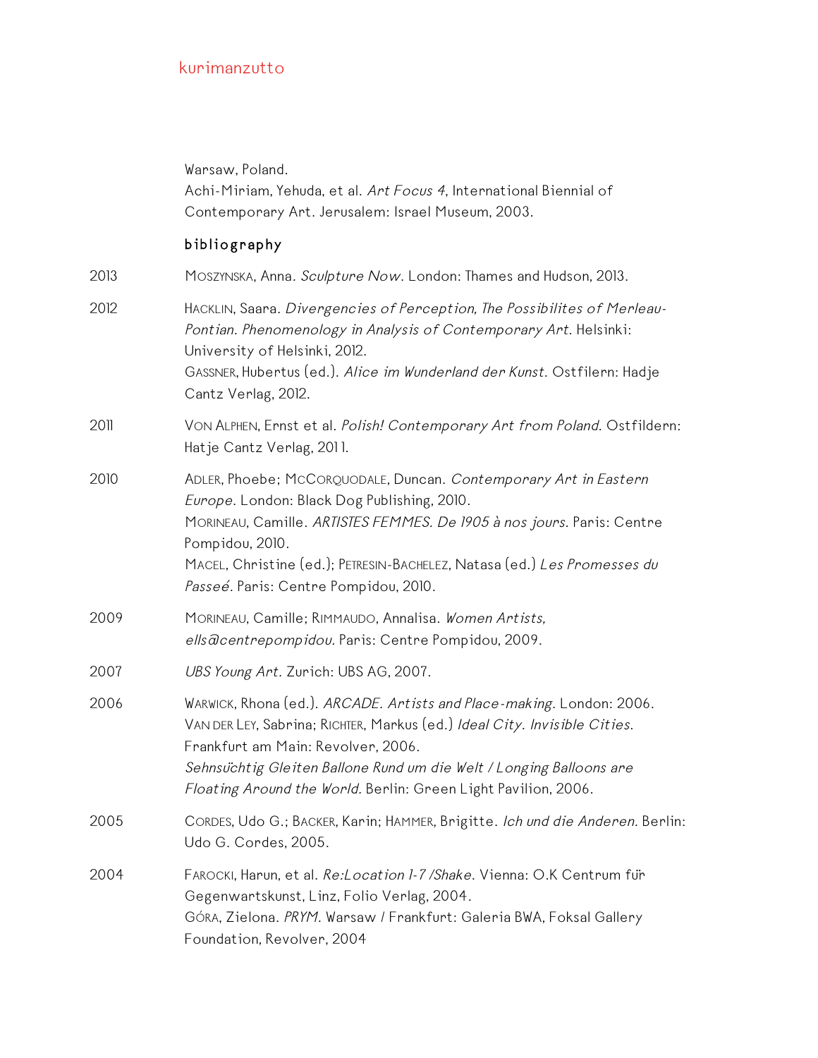Warsaw, Poland.
Achi-Miriam, Yehuda, et al. *Art Focus 4*, International Biennial of Contemporary Art. Jerusalem: Israel Museum, 2003.

## bibliography

2013 MOSZYNSKA, Anna. *Sculpture Now*. London: Thames and Hudson, 2013.

2012 HACKLIN, Saara. *Divergencies of Perception, The Possibilites of Merleau-Pontian. Phenomenology in Analysis of Contemporary Art*. Helsinki: University of Helsinki, 2012.
GASSNER, Hubertus (ed.). *Alice im Wunderland der Kunst*. Ostfilern: Hadje Cantz Verlag, 2012.

2011 VON ALPHEN, Ernst et al. *Polish! Contemporary Art from Poland*. Ostfildern: Hatje Cantz Verlag, 2011.

2010 ADLER, Phoebe; MCCORQUODALE, Duncan. *Contemporary Art in Eastern Europe*. London: Black Dog Publishing, 2010.
MORINEAU, Camille. *ARTISTES FEMMES. De 1905 à nos jours*. Paris: Centre Pompidou, 2010.
MACEL, Christine (ed.); PETRESIN-BACHELEZ, Natasa (ed.) *Les Promesses du Passeé*. Paris: Centre Pompidou, 2010.

2009 MORINEAU, Camille; RIMMAUDO, Annalisa. *Women Artists, ells@centrepompidou*. Paris: Centre Pompidou, 2009.

2007 *UBS Young Art*. Zurich: UBS AG, 2007.

2006 WARWICK, Rhona (ed.). *ARCADE. Artists and Place-making*. London: 2006.
VAN DER LEY, Sabrina; RICHTER, Markus (ed.) *Ideal City. Invisible Cities*. Frankfurt am Main: Revolver, 2006.
*Sehnsüchtig Gleiten Ballone Rund um die Welt / Longing Balloons are Floating Around the World.* Berlin: Green Light Pavilion, 2006.

2005 CORDES, Udo G.; BACKER, Karin; HAMMER, Brigitte. *Ich und die Anderen.* Berlin: Udo G. Cordes, 2005.

2004 FAROCKI, Harun, et al. *Re:Location 1-7 /Shake*. Vienna: O.K Centrum für Gegenwartskunst, Linz, Folio Verlag, 2004.
GÓRA, Zielona. *PRYM*. Warsaw / Frankfurt: Galeria BWA, Foksal Gallery Foundation, Revolver, 2004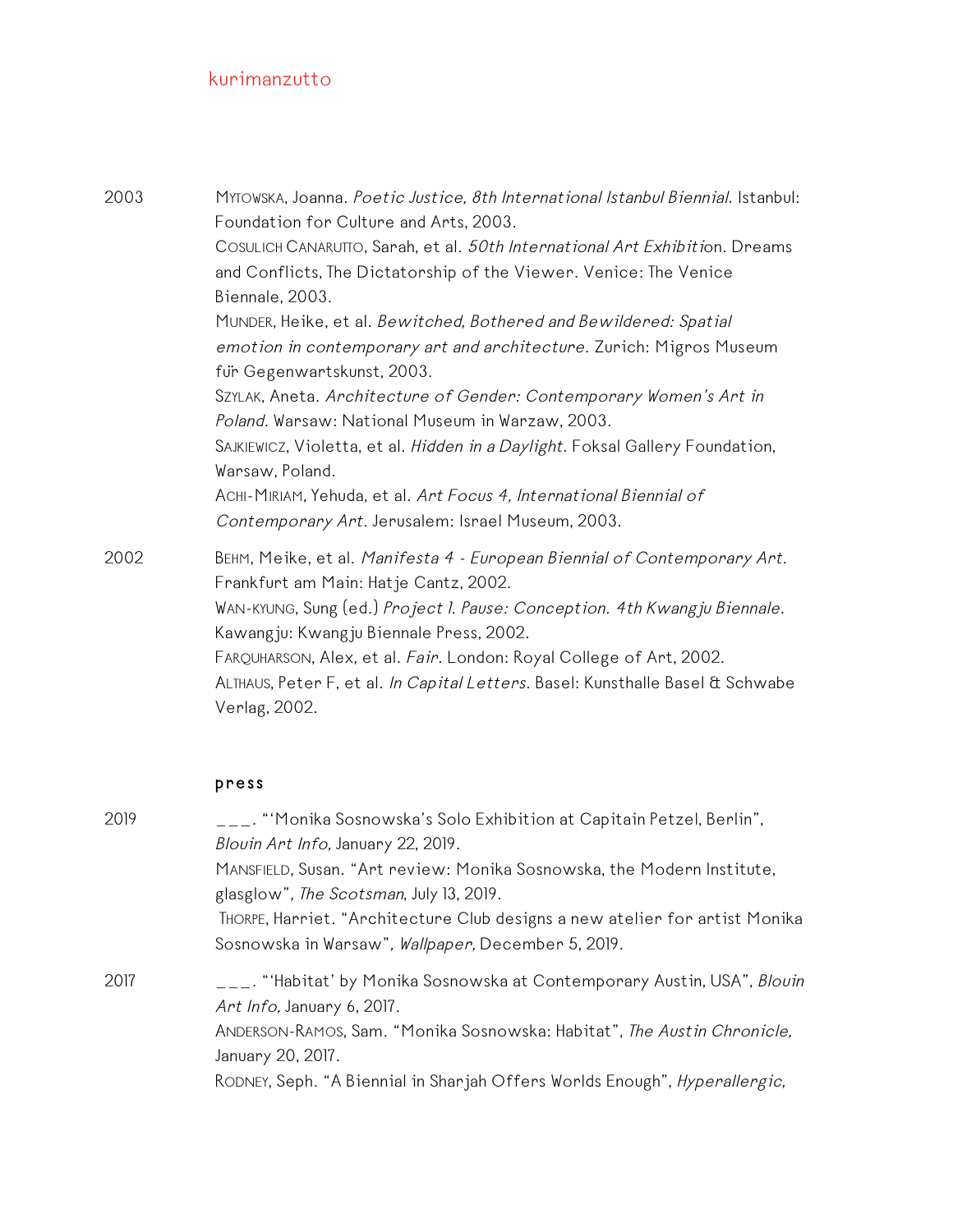2003

MYTOWSKA, Joanna. *Poetic Justice, 8th International Istanbul Biennial.* Istanbul: Foundation for Culture and Arts, 2003.

COSULICH CANARUTTO, Sarah, et al. *50th International Art Exhibiti*on. Dreams and Conflicts, The Dictatorship of the Viewer. Venice: The Venice Biennale, 2003.

MUNDER, Heike, et al. *Bewitched, Bothered and Bewildered: Spatial emotion in contemporary art and architecture.* Zurich: Migros Museum für Gegenwartskunst, 2003.

SZYLAK, Aneta. *Architecture of Gender: Contemporary Women's Art in Poland.* Warsaw: National Museum in Warzaw, 2003.

SAJKIEWICZ, Violetta, et al. *Hidden in a Daylight*. Foksal Gallery Foundation, Warsaw, Poland.

ACHI-MIRIAM, Yehuda, et al. *Art Focus 4, International Biennial of Contemporary Art.* Jerusalem: Israel Museum, 2003.

2002

BEHM, Meike, et al. *Manifesta 4 - European Biennial of Contemporary Art.* Frankfurt am Main: Hatje Cantz, 2002.

WAN-KYUNG, Sung (ed.) *Project 1. Pause: Conception. 4th Kwangju Biennale*. Kawangju: Kwangju Biennale Press, 2002.

FARQUHARSON, Alex, et al. *Fair*. London: Royal College of Art, 2002.

ALTHAUS, Peter F, et al. *In Capital Letters*. Basel: Kunsthalle Basel & Schwabe Verlag, 2002.

## press

2019

___. "'Monika Sosnowska's Solo Exhibition at Capitain Petzel, Berlin", *Blouin Art Info,* January 22, 2019.

MANSFIELD, Susan. "Art review: Monika Sosnowska, the Modern Institute, glasglow", *The Scotsman*, July 13, 2019.

THORPE, Harriet. "Architecture Club designs a new atelier for artist Monika Sosnowska in Warsaw", *Wallpaper,* December 5, 2019.

2017

___. "'Habitat' by Monika Sosnowska at Contemporary Austin, USA", *Blouin Art Info,* January 6, 2017.

ANDERSON-RAMOS, Sam. "Monika Sosnowska: Habitat", *The Austin Chronicle,* January 20, 2017.

RODNEY, Seph. "A Biennial in Sharjah Offers Worlds Enough", *Hyperallergic,*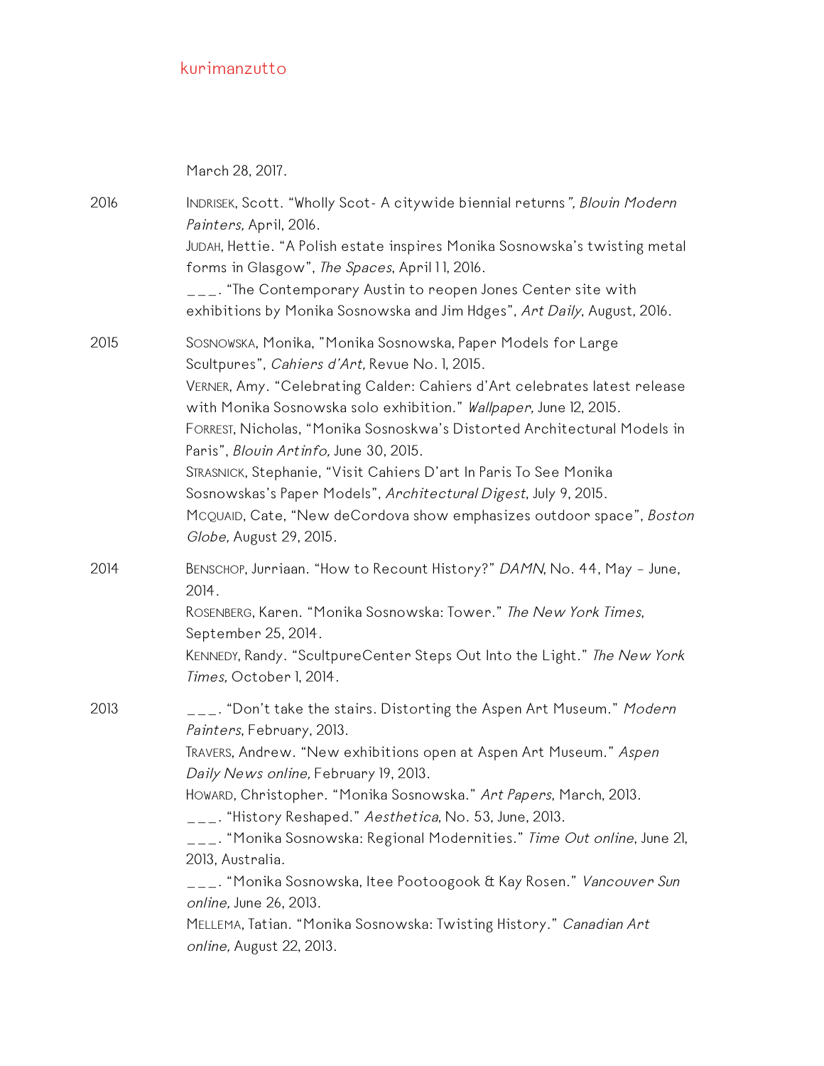March 28, 2017.

2016

INDRISEK, Scott. “Wholly Scot- A citywide biennial returns”, *Blouin Modern Painters,* April, 2016.
JUDAH, Hettie. “A Polish estate inspires Monika Sosnowska’s twisting metal forms in Glasgow”, *The Spaces*, April 11, 2016.
___. “The Contemporary Austin to reopen Jones Center site with exhibitions by Monika Sosnowska and Jim Hdges”, *Art Daily*, August, 2016.

2015

SOSNOWSKA, Monika, ”Monika Sosnowska, Paper Models for Large Scultpures”, *Cahiers d’Art,* Revue No. 1, 2015.
VERNER, Amy. “Celebrating Calder: Cahiers d’Art celebrates latest release with Monika Sosnowska solo exhibition.” *Wallpaper,* June 12, 2015.
FORREST, Nicholas, “Monika Sosnoskwa’s Distorted Architectural Models in Paris”, *Blouin Artinfo,* June 30, 2015.
STRASNICK, Stephanie, “Visit Cahiers D’art In Paris To See Monika Sosnowskas’s Paper Models”, *Architectural Digest*, July 9, 2015.
MCQUAID, Cate, “New deCordova show emphasizes outdoor space”, *Boston Globe,* August 29, 2015.

2014

BENSCHOP, Jurriaan. “How to Recount History?” *DAMN*, No. 44, May – June, 2014.
ROSENBERG, Karen. “Monika Sosnowska: Tower.” *The New York Times*, September 25, 2014.
KENNEDY, Randy. “ScultpureCenter Steps Out Into the Light.” *The New York Times,* October 1, 2014.

2013

___. “Don’t take the stairs. Distorting the Aspen Art Museum.” *Modern Painters*, February, 2013.
TRAVERS, Andrew. “New exhibitions open at Aspen Art Museum.” *Aspen Daily News online,* February 19, 2013.
HOWARD, Christopher. “Monika Sosnowska.” *Art Papers*, March, 2013.
___. “History Reshaped.” *Aesthetica*, No. 53, June, 2013.
___. “Monika Sosnowska: Regional Modernities.” *Time Out online*, June 21, 2013, Australia.
___. “Monika Sosnowska, Itee Pootoogook & Kay Rosen.” *Vancouver Sun online,* June 26, 2013.
MELLEMA, Tatian. “Monika Sosnowska: Twisting History.” *Canadian Art online,* August 22, 2013.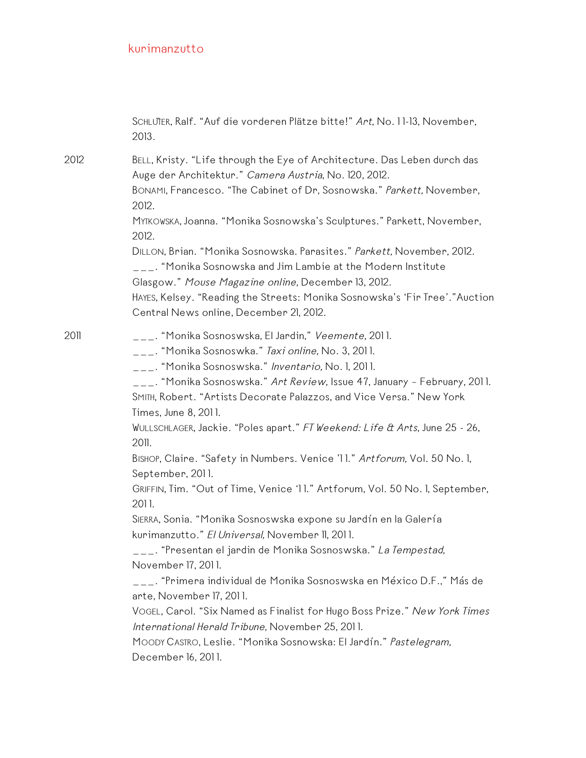SCHLÜTER, Ralf. "Auf die vorderen Plätze bitte!" *Art*, No. 11-13, November, 2013.

2012

BELL, Kristy. "Life through the Eye of Architecture. Das Leben durch das Auge der Architektur." *Camera Austria*, No. 120, 2012.

BONAMI, Francesco. "The Cabinet of Dr, Sosnowska." *Parkett,* November, 2012.

MYTKOWSKA, Joanna. "Monika Sosnowska's Sculptures." Parkett, November, 2012.

DILLON, Brian. "Monika Sosnowska. Parasites." *Parkett,* November, 2012.

___. "Monika Sosnowska and Jim Lambie at the Modern Institute Glasgow." *Mouse Magazine online,* December 13, 2012.

HAYES, Kelsey. "Reading the Streets: Monika Sosnowska's 'Fir Tree'."Auction Central News online, December 21, 2012.

2011

___. "Monika Sosnoswska, El Jardin," *Veemente,* 2011.

___. "Monika Sosnoswka." *Taxi online,* No. 3, 2011.

___. "Monika Sosnoswska." *Inventario,* No. 1, 2011.

___. "Monika Sosnoswska." *Art Review,* Issue 47, January – February, 2011.

SMITH, Robert. "Artists Decorate Palazzos, and Vice Versa." New York Times, June 8, 2011.

WULLSCHLAGER, Jackie. "Poles apart." *FT Weekend: Life & Arts*, June 25 - 26, 2011.

BISHOP, Claire. "Safety in Numbers. Venice '11." *Artforum,* Vol. 50 No. 1, September, 2011.

GRIFFIN, Tim. "Out of Time, Venice '11." Artforum, Vol. 50 No. 1, September, 2011.

SIERRA, Sonia. "Monika Sosnoswska expone su Jardín en la Galería kurimanzutto." *El Universal,* November 11, 2011.

___. "Presentan el jardin de Monika Sosnoswska." *La Tempestad*, November 17, 2011.

___. "Primera individual de Monika Sosnoswska en México D.F.," Más de arte, November 17, 2011.

VOGEL, Carol. "Six Named as Finalist for Hugo Boss Prize." *New York Times International Herald Tribune,* November 25, 2011.

MOODY CASTRO, Leslie. "Monika Sosnowska: El Jardín." *Pastelegram,* December 16, 2011.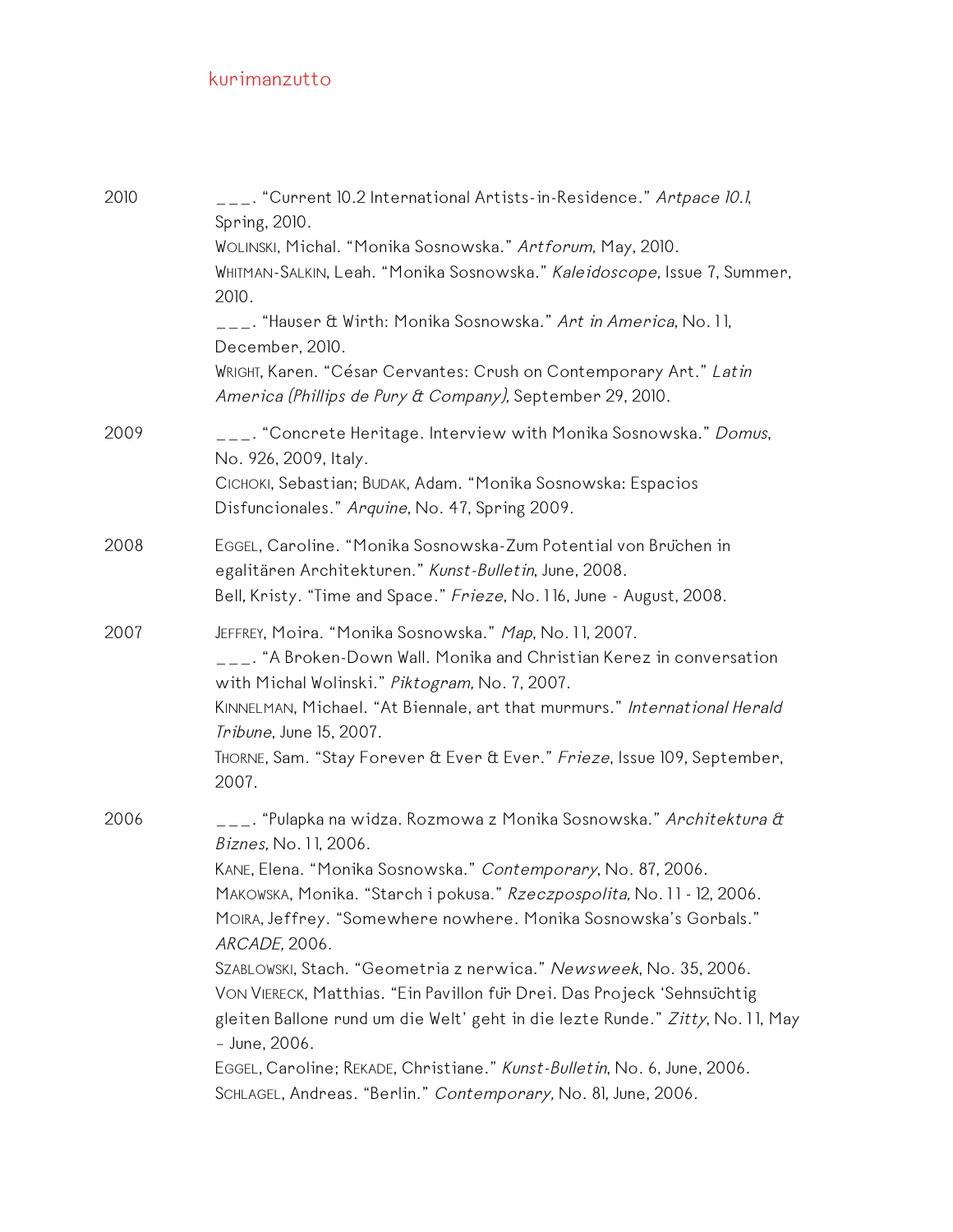2010

___. "Current 10.2 International Artists-in-Residence." *Artpace 10.1*, Spring, 2010.
WOLINSKI, Michal. "Monika Sosnowska." *Artforum,* May, 2010.
WHITMAN-SALKIN, Leah. "Monika Sosnowska." *Kaleidoscope,* Issue 7, Summer, 2010.
___. "Hauser & Wirth: Monika Sosnowska." *Art in America*, No. 11, December, 2010.
WRIGHT, Karen. "César Cervantes: Crush on Contemporary Art." *Latin America (Phillips de Pury & Company),* September 29, 2010.

2009

___. "Concrete Heritage. Interview with Monika Sosnowska." *Domus*, No. 926, 2009, Italy.
CICHOKI, Sebastian; BUDAK, Adam. "Monika Sosnowska: Espacios Disfuncionales." *Arquine*, No. 47, Spring 2009.

2008

EGGEL, Caroline. "Monika Sosnowska-Zum Potential von Brüchen in egalitären Architekturen." *Kunst-Bulletin*, June, 2008.
Bell, Kristy. "Time and Space." *Frieze*, No. 116, June - August, 2008.

2007

JEFFREY, Moira. "Monika Sosnowska." *Map*, No. 11, 2007.
___. "A Broken-Down Wall. Monika and Christian Kerez in conversation with Michal Wolinski." *Piktogram,* No. 7, 2007.
KINNELMAN, Michael. "At Biennale, art that murmurs." *International Herald Tribune*, June 15, 2007.
THORNE, Sam. "Stay Forever & Ever & Ever." *Frieze*, Issue 109, September, 2007.

2006

___. "Pulapka na widza. Rozmowa z Monika Sosnowska." *Architektura & Biznes,* No. 11, 2006.
KANE, Elena. "Monika Sosnowska." *Contemporary*, No. 87, 2006.
MAKOWSKA, Monika. "Starch i pokusa." *Rzeczpospolita,* No. 11 - 12, 2006.
MOIRA, Jeffrey. "Somewhere nowhere. Monika Sosnowska's Gorbals." *ARCADE,* 2006.
SZABLOWSKI, Stach. "Geometria z nerwica." *Newsweek*, No. 35, 2006.
VON VIERECK, Matthias. "Ein Pavillon für Drei. Das Projeck 'Sehnsüchtig gleiten Ballone rund um die Welt' geht in die lezte Runde." *Zitty*, No. 11, May – June, 2006.
EGGEL, Caroline; REKADE, Christiane." *Kunst-Bulletin*, No. 6, June, 2006.
SCHLAGEL, Andreas. "Berlin." *Contemporary,* No. 81, June, 2006.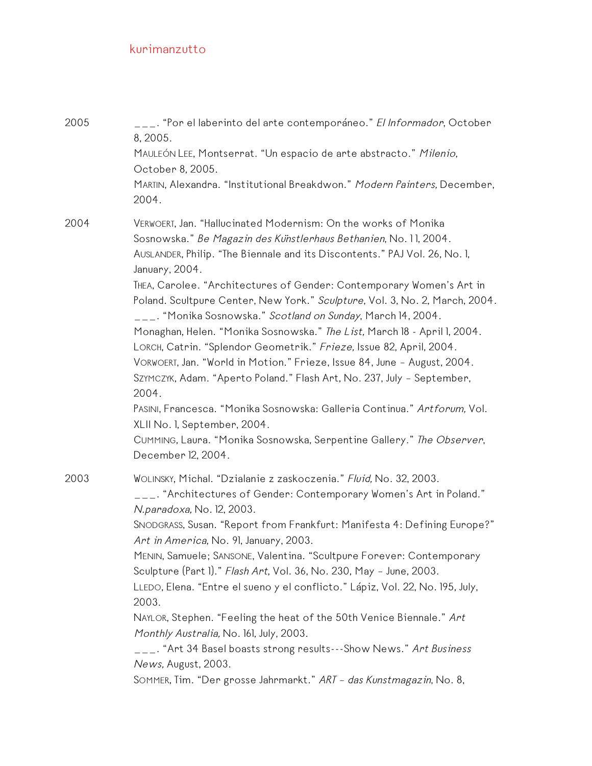2005

___. "Por el laberinto del arte contemporáneo." *El Informador*, October 8, 2005.
Mauleón Lee, Montserrat. "Un espacio de arte abstracto." *Milenio*, October 8, 2005.
Martin, Alexandra. "Institutional Breakdwon." *Modern Painters,* December, 2004.

2004

Verwoert, Jan. "Hallucinated Modernism: On the works of Monika Sosnowska." *Be Magazin des Künstlerhaus Bethanien*, No. 11, 2004.
Auslander, Philip. "The Biennale and its Discontents." PAJ Vol. 26, No. 1, January, 2004.
Thea, Carolee. "Architectures of Gender: Contemporary Women's Art in Poland. Scultpure Center, New York." *Sculpture*, Vol. 3, No. 2, March, 2004.
___. "Monika Sosnowska." *Scotland on Sunday*, March 14, 2004.
Monaghan, Helen. "Monika Sosnowska." *The List,* March 18 - April 1, 2004.
Lorch, Catrin. "Splendor Geometrik." *Frieze,* Issue 82, April, 2004.
Vorwoert, Jan. "World in Motion." Frieze, Issue 84, June – August, 2004.
Szymczyk, Adam. "Aperto Poland." Flash Art, No. 237, July – September, 2004.
Pasini, Francesca. "Monika Sosnowska: Galleria Continua." *Artforum,* Vol. XLII No. 1, September, 2004.
Cumming, Laura. "Monika Sosnowska, Serpentine Gallery." *The Observer*, December 12, 2004.

2003

Wolinsky, Michal. "Dzialanie z zaskoczenia." *Fluid,* No. 32, 2003.
___. "Architectures of Gender: Contemporary Women's Art in Poland." *N.paradoxa,* No. 12, 2003.
Snodgrass, Susan. "Report from Frankfurt: Manifesta 4: Defining Europe?" *Art in America*, No. 91, January, 2003.
Menin, Samuele; Sansone, Valentina. "Scultpure Forever: Contemporary Sculpture (Part 1)." *Flash Art*, Vol. 36, No. 230, May – June, 2003.
Lledo, Elena. "Entre el sueno y el conflicto." Lápiz, Vol. 22, No. 195, July, 2003.
Naylor, Stephen. "Feeling the heat of the 50th Venice Biennale." *Art Monthly Australia,* No. 161, July, 2003.
___. "Art 34 Basel boasts strong results---Show News." *Art Business News,* August, 2003.
Sommer, Tim. "Der grosse Jahrmarkt." *ART – das Kunstmagazin*, No. 8,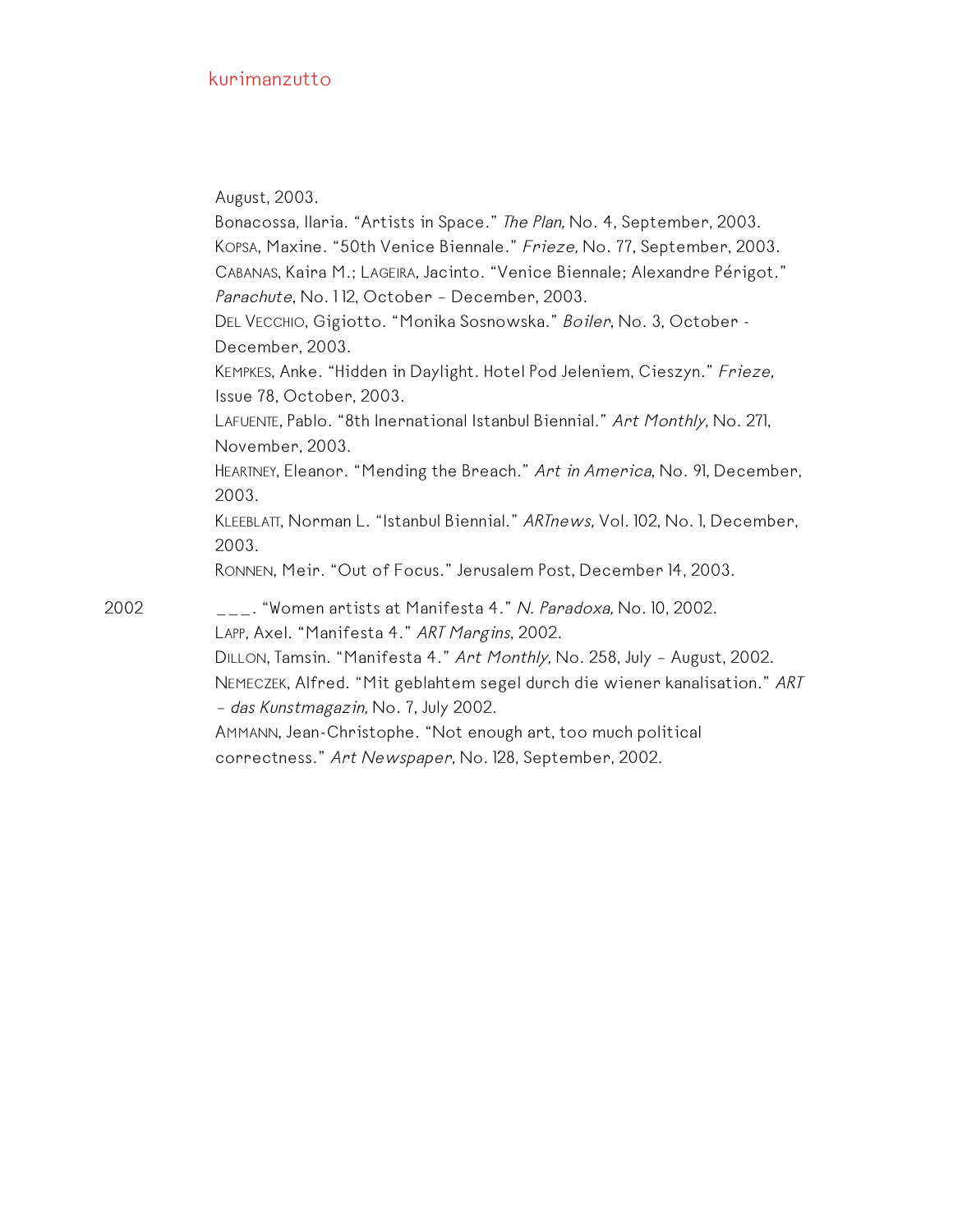August, 2003.

Bonacossa, Ilaria. "Artists in Space." *The Plan,* No. 4, September, 2003.

Kopsa, Maxine. "50th Venice Biennale." *Frieze,* No. 77, September, 2003.

Cabanas, Kaira M.; Lageira, Jacinto. "Venice Biennale; Alexandre Périgot." *Parachute*, No. 112, October – December, 2003.

Del Vecchio, Gigiotto. "Monika Sosnowska." *Boiler*, No. 3, October - December, 2003.

Kempkes, Anke. "Hidden in Daylight. Hotel Pod Jeleniem, Cieszyn." *Frieze,* Issue 78, October, 2003.

Lafuente, Pablo. "8th Inernational Istanbul Biennial." *Art Monthly,* No. 271, November, 2003.

Heartney, Eleanor. "Mending the Breach." *Art in America*, No. 91, December, 2003.

Kleeblatt, Norman L. "Istanbul Biennial." *ARTnews,* Vol. 102, No. 1, December, 2003.

Ronnen, Meir. "Out of Focus." Jerusalem Post, December 14, 2003.

2002

___. "Women artists at Manifesta 4." *N. Paradoxa,* No. 10, 2002.

Lapp, Axel. "Manifesta 4." *ART Margins*, 2002.

Dillon, Tamsin. "Manifesta 4." *Art Monthly,* No. 258, July – August, 2002.

Nemeczek, Alfred. "Mit geblahtem segel durch die wiener kanalisation." *ART – das Kunstmagazin,* No. 7, July 2002.

Ammann, Jean-Christophe. "Not enough art, too much political correctness." *Art Newspaper,* No. 128, September, 2002.